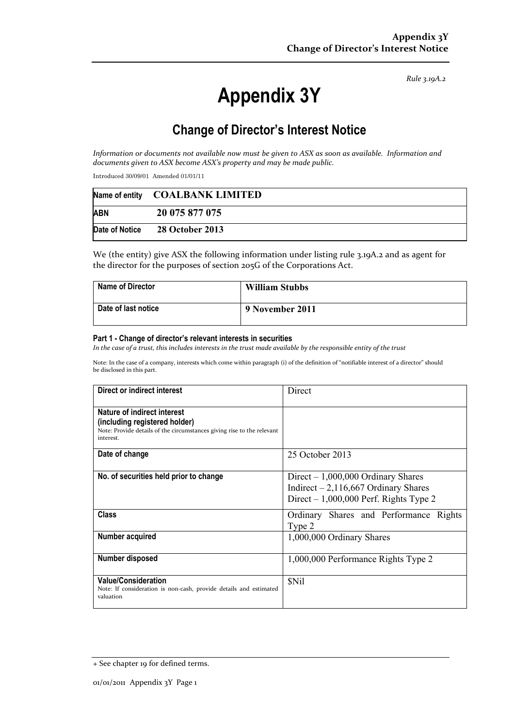*Rule 3.19A.2*

# Appendix 3Y

## Change of Director's Interest Notice

*Information or documents not available now must be given to ASX as soon as available. Information and documents given to ASX become ASX's property and may be made public.*

Introduced 30/09/01 Amended 01/01/11

| | |
|---|---|
| **Name of entity** | **COALBANK LIMITED** |
| **ABN** | **20 075 877 075** |
| **Date of Notice** | **28 October 2013** |

We (the entity) give ASX the following information under listing rule 3.19A.2 and as agent for the director for the purposes of section 205G of the Corporations Act.

| | |
|---|---|
| **Name of Director** | **William Stubbs** |
| **Date of last notice** | **9 November 2011** |

#### Part 1 - Change of director's relevant interests in securities

*In the case of a trust, this includes interests in the trust made available by the responsible entity of the trust*

Note: In the case of a company, interests which come within paragraph (i) of the definition of "notifiable interest of a director" should be disclosed in this part.

| | |
|---|---|
| **Direct or indirect interest** | Direct |
| **Nature of indirect interest (including registered holder)**<br>Note: Provide details of the circumstances giving rise to the relevant interest. | |
| **Date of change** | 25 October 2013 |
| **No. of securities held prior to change** | Direct – 1,000,000 Ordinary Shares<br>Indirect – 2,116,667 Ordinary Shares<br>Direct – 1,000,000 Perf. Rights Type 2 |
| **Class** | Ordinary Shares and Performance Rights Type 2 |
| **Number acquired** | 1,000,000 Ordinary Shares |
| **Number disposed** | 1,000,000 Performance Rights Type 2 |
| **Value/Consideration**<br>Note: If consideration is non-cash, provide details and estimated valuation | $Nil |

+ See chapter 19 for defined terms.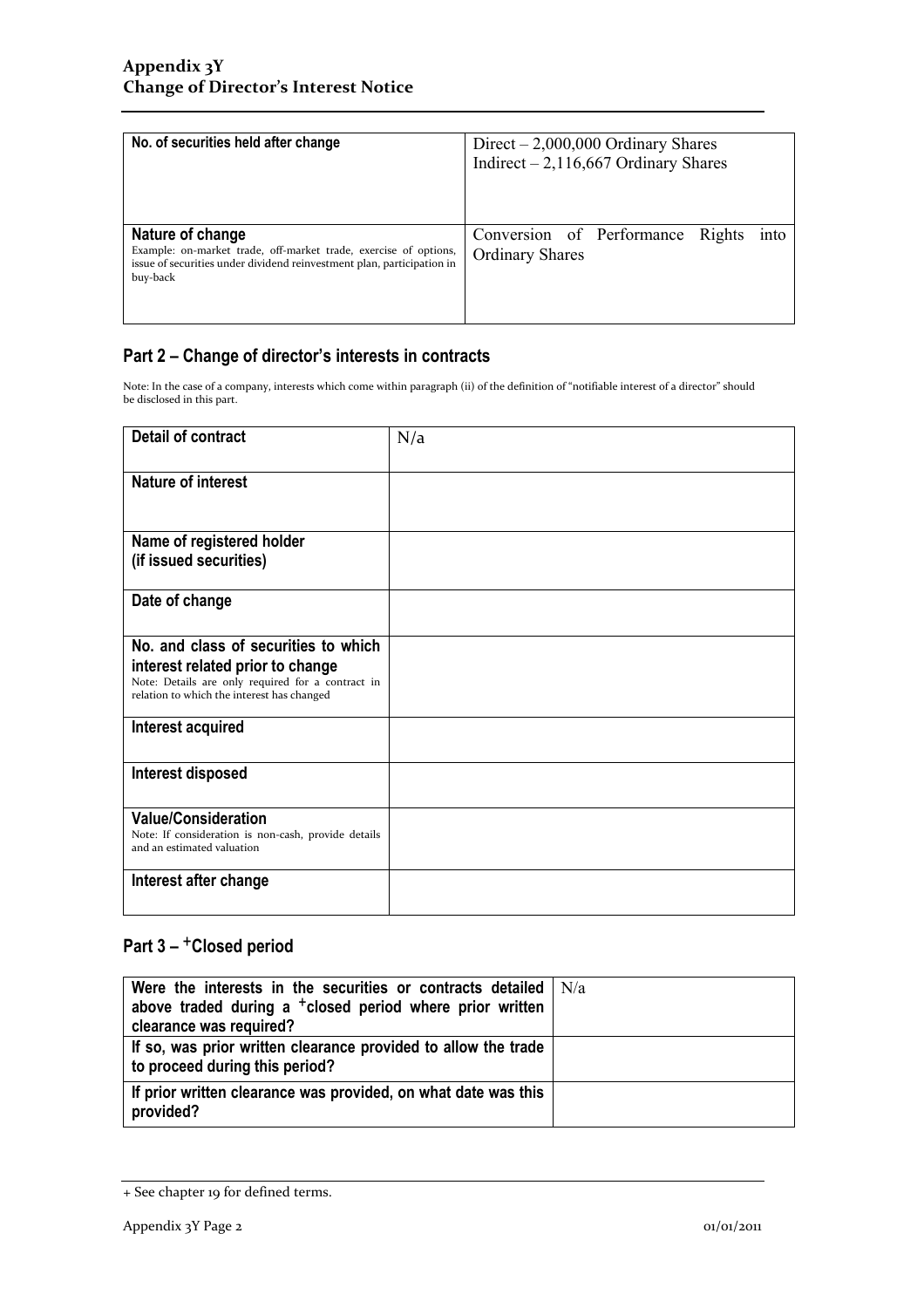| | |
|---|---|
| **No. of securities held after change** | Direct – 2,000,000 Ordinary Shares<br>Indirect – 2,116,667 Ordinary Shares |
| **Nature of change**<br>Example: on-market trade, off-market trade, exercise of options, issue of securities under dividend reinvestment plan, participation in buy-back | Conversion of Performance Rights into Ordinary Shares |

## Part 2 – Change of director's interests in contracts

Note: In the case of a company, interests which come within paragraph (ii) of the definition of "notifiable interest of a director" should be disclosed in this part.

| | |
|---|---|
| **Detail of contract** | N/a |
| **Nature of interest** | |
| **Name of registered holder (if issued securities)** | |
| **Date of change** | |
| **No. and class of securities to which interest related prior to change**<br>Note: Details are only required for a contract in relation to which the interest has changed | |
| **Interest acquired** | |
| **Interest disposed** | |
| **Value/Consideration**<br>Note: If consideration is non-cash, provide details and an estimated valuation | |
| **Interest after change** | |

## Part 3 – +Closed period

| | |
|---|---|
| **Were the interests in the securities or contracts detailed above traded during a +closed period where prior written clearance was required?** | N/a |
| **If so, was prior written clearance provided to allow the trade to proceed during this period?** | |
| **If prior written clearance was provided, on what date was this provided?** | |

+ See chapter 19 for defined terms.